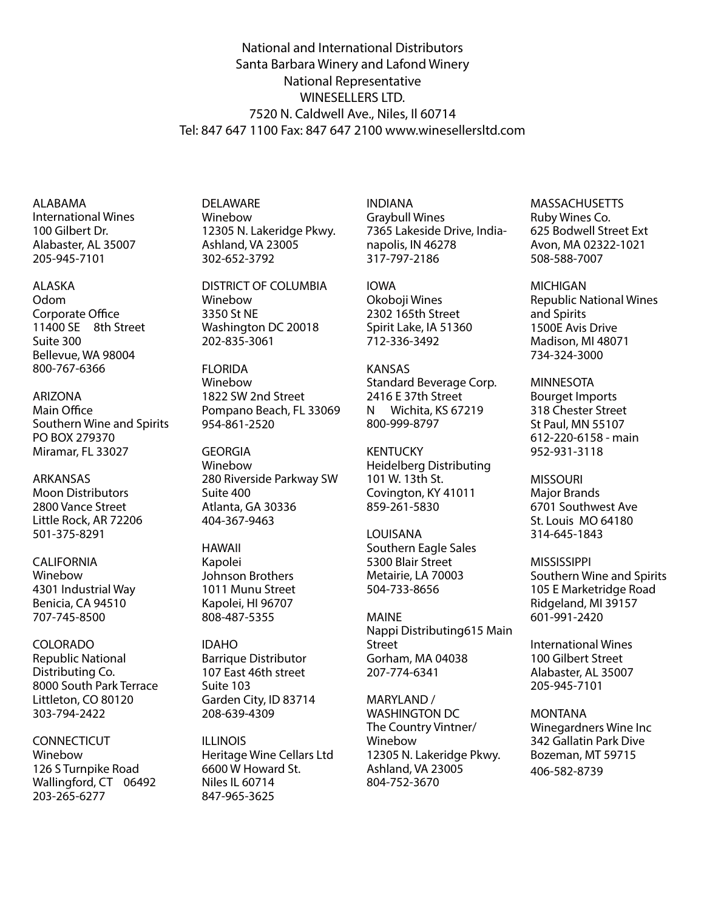National and International Distributors
Santa Barbara Winery and Lafond Winery
National Representative
WINESELLERS LTD.
7520 N. Caldwell Ave., Niles, Il 60714
Tel: 847 647 1100 Fax: 847 647 2100 www.winesellersltd.com

ALABAMA
International Wines
100 Gilbert Dr.
Alabaster, AL 35007
205-945-7101

ALASKA
Odom
Corporate Office
11400 SE 8th Street
Suite 300
Bellevue, WA 98004
800-767-6366

ARIZONA
Main Office
Southern Wine and Spirits
PO BOX 279370
Miramar, FL 33027

ARKANSAS
Moon Distributors
2800 Vance Street
Little Rock, AR 72206
501-375-8291

CALIFORNIA
Winebow
4301 Industrial Way
Benicia, CA 94510
707-745-8500

COLORADO
Republic National
Distributing Co.
8000 South Park Terrace
Littleton, CO 80120
303-794-2422

CONNECTICUT
Winebow
126 S Turnpike Road
Wallingford, CT 06492
203-265-6277

DELAWARE
Winebow
12305 N. Lakeridge Pkwy.
Ashland, VA 23005
302-652-3792

DISTRICT OF COLUMBIA
Winebow
3350 St NE
Washington DC 20018
202-835-3061

FLORIDA
Winebow
1822 SW 2nd Street
Pompano Beach, FL 33069
954-861-2520

GEORGIA
Winebow
280 Riverside Parkway SW
Suite 400
Atlanta, GA 30336
404-367-9463

HAWAII
Kapolei
Johnson Brothers
1011 Munu Street
Kapolei, HI 96707
808-487-5355

IDAHO
Barrique Distributor
107 East 46th street
Suite 103
Garden City, ID 83714
208-639-4309

ILLINOIS
Heritage Wine Cellars Ltd
6600 W Howard St.
Niles IL 60714
847-965-3625

INDIANA
Graybull Wines
7365 Lakeside Drive, Indianapolis, IN 46278
317-797-2186

IOWA
Okoboji Wines
2302 165th Street
Spirit Lake, IA 51360
712-336-3492

KANSAS
Standard Beverage Corp.
2416 E 37th Street
N Wichita, KS 67219
800-999-8797

KENTUCKY
Heidelberg Distributing
101 W. 13th St.
Covington, KY 41011
859-261-5830

LOUISANA
Southern Eagle Sales
5300 Blair Street
Metairie, LA 70003
504-733-8656

MAINE
Nappi Distributing615 Main Street
Gorham, MA 04038
207-774-6341

MARYLAND / WASHINGTON DC
The Country Vintner/ Winebow
12305 N. Lakeridge Pkwy.
Ashland, VA 23005
804-752-3670

MASSACHUSETTS
Ruby Wines Co.
625 Bodwell Street Ext
Avon, MA 02322-1021
508-588-7007

MICHIGAN
Republic National Wines and Spirits
1500E Avis Drive
Madison, MI 48071
734-324-3000

MINNESOTA
Bourget Imports
318 Chester Street
St Paul, MN 55107
612-220-6158 - main
952-931-3118

MISSOURI
Major Brands
6701 Southwest Ave
St. Louis MO 64180
314-645-1843

MISSISSIPPI
Southern Wine and Spirits
105 E Marketridge Road
Ridgeland, MI 39157
601-991-2420

International Wines
100 Gilbert Street
Alabaster, AL 35007
205-945-7101

MONTANA
Winegardners Wine Inc
342 Gallatin Park Dive
Bozeman, MT 59715
406-582-8739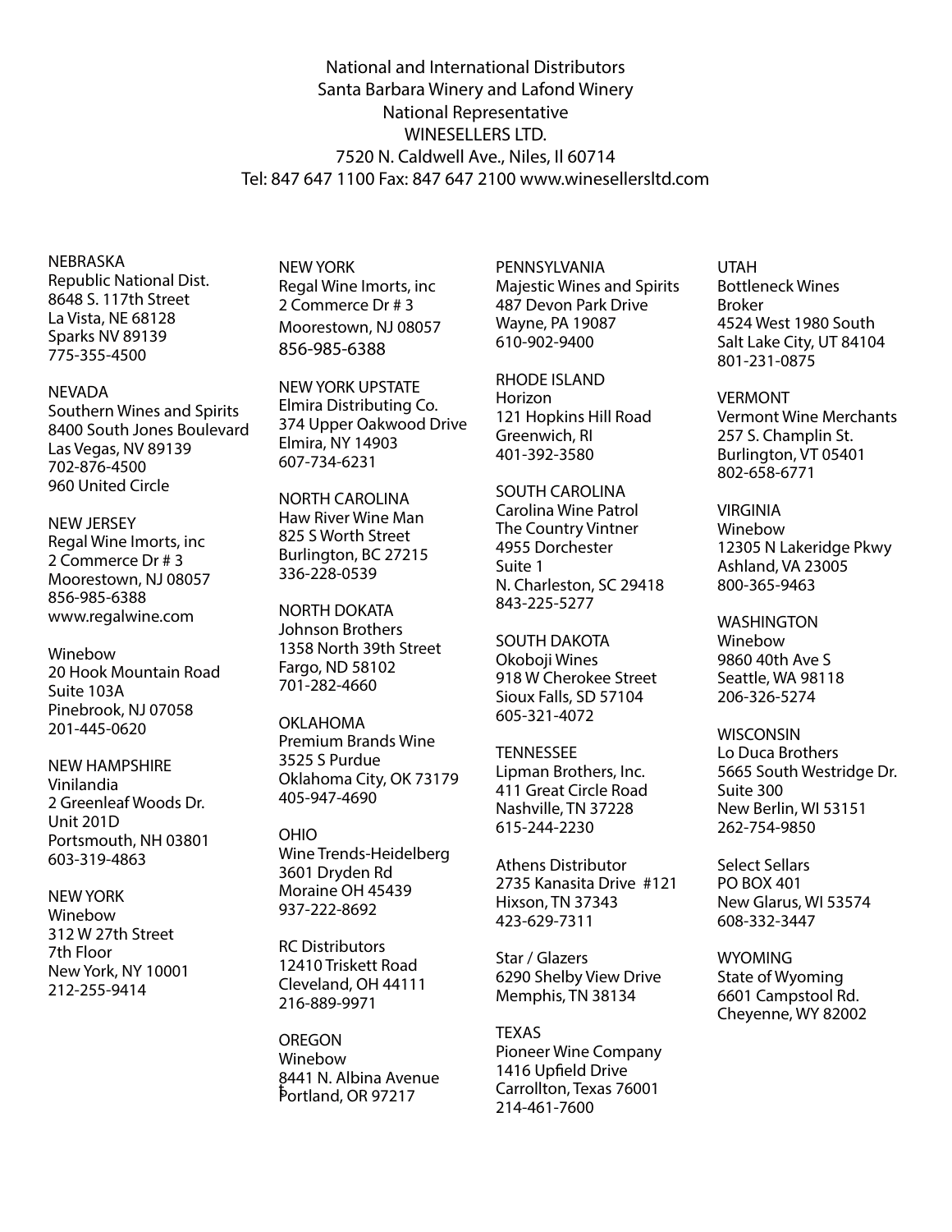National and International Distributors
Santa Barbara Winery and Lafond Winery
National Representative
WINESELLERS LTD.
7520 N. Caldwell Ave., Niles, Il 60714
Tel: 847 647 1100 Fax: 847 647 2100 www.winesellersltd.com

NEBRASKA
Republic National Dist.
8648 S. 117th Street
La Vista, NE 68128
Sparks NV 89139
775-355-4500

NEVADA
Southern Wines and Spirits
8400 South Jones Boulevard
Las Vegas, NV 89139
702-876-4500
960 United Circle

NEW JERSEY
Regal Wine Imorts, inc
2 Commerce Dr # 3
Moorestown, NJ 08057
856-985-6388
www.regalwine.com

Winebow
20 Hook Mountain Road
Suite 103A
Pinebrook, NJ 07058
201-445-0620

NEW HAMPSHIRE
Vinilandia
2 Greenleaf Woods Dr.
Unit 201D
Portsmouth, NH 03801
603-319-4863

NEW YORK
Winebow
312 W 27th Street
7th Floor
New York, NY 10001
212-255-9414

NEW YORK
Regal Wine Imorts, inc
2 Commerce Dr # 3
Moorestown, NJ 08057
856-985-6388

NEW YORK UPSTATE
Elmira Distributing Co.
374 Upper Oakwood Drive
Elmira, NY 14903
607-734-6231

NORTH CAROLINA
Haw River Wine Man
825 S Worth Street
Burlington, BC 27215
336-228-0539

NORTH DOKATA
Johnson Brothers
1358 North 39th Street
Fargo, ND 58102
701-282-4660

OKLAHOMA
Premium Brands Wine
3525 S Purdue
Oklahoma City, OK 73179
405-947-4690

OHIO
Wine Trends-Heidelberg
3601 Dryden Rd
Moraine OH 45439
937-222-8692

RC Distributors
12410 Triskett Road
Cleveland, OH 44111
216-889-9971

OREGON
Winebow
8441 N. Albina Avenue
Portland, OR 97217

PENNSYLVANIA
Majestic Wines and Spirits
487 Devon Park Drive
Wayne, PA 19087
610-902-9400

RHODE ISLAND
Horizon
121 Hopkins Hill Road
Greenwich, RI
401-392-3580

SOUTH CAROLINA
Carolina Wine Patrol
The Country Vintner
4955 Dorchester
Suite 1
N. Charleston, SC 29418
843-225-5277

SOUTH DAKOTA
Okoboji Wines
918 W Cherokee Street
Sioux Falls, SD 57104
605-321-4072

TENNESSEE
Lipman Brothers, Inc.
411 Great Circle Road
Nashville, TN 37228
615-244-2230

Athens Distributor
2735 Kanasita Drive #121
Hixson, TN 37343
423-629-7311

Star / Glazers
6290 Shelby View Drive
Memphis, TN 38134

TEXAS
Pioneer Wine Company
1416 Upfield Drive
Carrollton, Texas 76001
214-461-7600

UTAH
Bottleneck Wines
Broker
4524 West 1980 South
Salt Lake City, UT 84104
801-231-0875

VERMONT
Vermont Wine Merchants
257 S. Champlin St.
Burlington, VT 05401
802-658-6771

VIRGINIA
Winebow
12305 N Lakeridge Pkwy
Ashland, VA 23005
800-365-9463

WASHINGTON
Winebow
9860 40th Ave S
Seattle, WA 98118
206-326-5274

WISCONSIN
Lo Duca Brothers
5665 South Westridge Dr.
Suite 300
New Berlin, WI 53151
262-754-9850

Select Sellars
PO BOX 401
New Glarus, WI 53574
608-332-3447

WYOMING
State of Wyoming
6601 Campstool Rd.
Cheyenne, WY 82002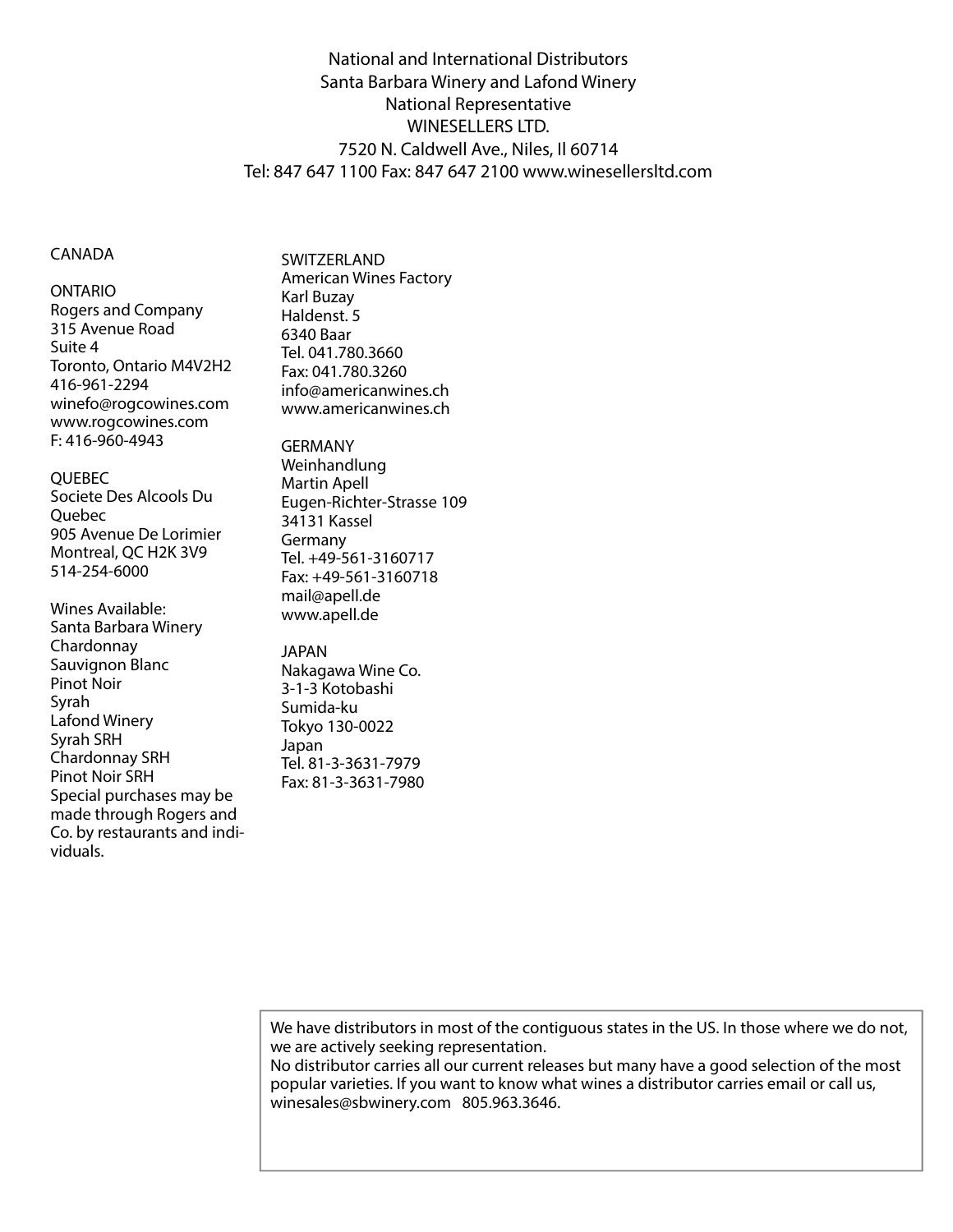National and International Distributors
Santa Barbara Winery and Lafond Winery
National Representative
WINESELLERS LTD.
7520 N. Caldwell Ave., Niles, Il 60714
Tel: 847 647 1100 Fax: 847 647 2100 www.winesellersltd.com

CANADA

ONTARIO
Rogers and Company
315 Avenue Road
Suite 4
Toronto, Ontario M4V2H2
416-961-2294
winefo@rogcowines.com
www.rogcowines.com
F: 416-960-4943

QUEBEC
Societe Des Alcools Du Quebec
905 Avenue De Lorimier
Montreal, QC H2K 3V9
514-254-6000

Wines Available:
Santa Barbara Winery
Chardonnay
Sauvignon Blanc
Pinot Noir
Syrah
Lafond Winery
Syrah SRH
Chardonnay SRH
Pinot Noir SRH
Special purchases may be made through Rogers and Co. by restaurants and individuals.

SWITZERLAND
American Wines Factory
Karl Buzay
Haldenst. 5
6340 Baar
Tel. 041.780.3660
Fax: 041.780.3260
info@americanwines.ch
www.americanwines.ch

GERMANY
Weinhandlung
Martin Apell
Eugen-Richter-Strasse 109
34131 Kassel
Germany
Tel. +49-561-3160717
Fax: +49-561-3160718
mail@apell.de
www.apell.de

JAPAN
Nakagawa Wine Co.
3-1-3 Kotobashi
Sumida-ku
Tokyo 130-0022
Japan
Tel. 81-3-3631-7979
Fax: 81-3-3631-7980

We have distributors in most of the contiguous states in the US. In those where we do not, we are actively seeking representation.
No distributor carries all our current releases but many have a good selection of the most popular varieties. If you want to know what wines a distributor carries email or call us, winesales@sbwinery.com 805.963.3646.